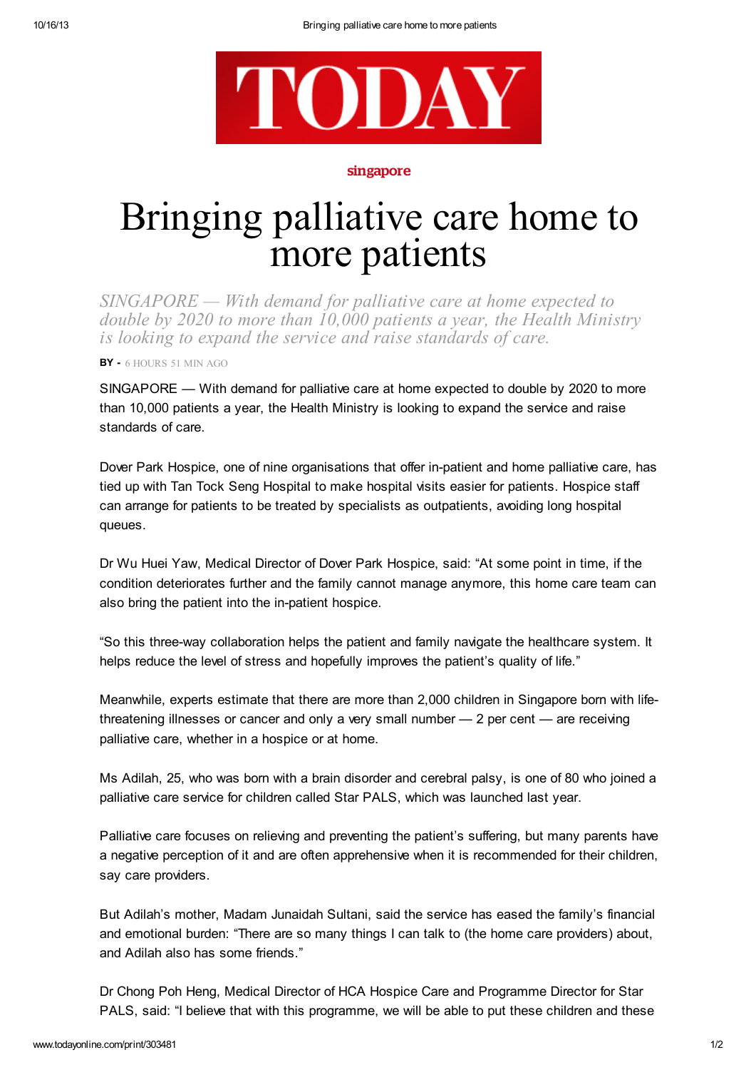TODAY

singapore

# Bringing palliative care home to more patients

*SINGAPORE — With demand for palliative care at home expected to double by 2020 to more than 10,000 patients a year, the Health Ministry is looking to expand the service and raise standards of care.*

**BY -** 6 HOURS 51 MIN AGO

SINGAPORE — With demand for palliative care at home expected to double by 2020 to more than 10,000 patients a year, the Health Ministry is looking to expand the service and raise standards of care.

Dover Park Hospice, one of nine organisations that offer in-patient and home palliative care, has tied up with Tan Tock Seng Hospital to make hospital visits easier for patients. Hospice staff can arrange for patients to be treated by specialists as outpatients, avoiding long hospital queues.

Dr Wu Huei Yaw, Medical Director of Dover Park Hospice, said: "At some point in time, if the condition deteriorates further and the family cannot manage anymore, this home care team can also bring the patient into the in-patient hospice.

"So this three-way collaboration helps the patient and family navigate the healthcare system. It helps reduce the level of stress and hopefully improves the patient's quality of life."

Meanwhile, experts estimate that there are more than 2,000 children in Singapore born with life-threatening illnesses or cancer and only a very small number — 2 per cent — are receiving palliative care, whether in a hospice or at home.

Ms Adilah, 25, who was born with a brain disorder and cerebral palsy, is one of 80 who joined a palliative care service for children called Star PALS, which was launched last year.

Palliative care focuses on relieving and preventing the patient's suffering, but many parents have a negative perception of it and are often apprehensive when it is recommended for their children, say care providers.

But Adilah's mother, Madam Junaidah Sultani, said the service has eased the family's financial and emotional burden: "There are so many things I can talk to (the home care providers) about, and Adilah also has some friends."

Dr Chong Poh Heng, Medical Director of HCA Hospice Care and Programme Director for Star PALS, said: "I believe that with this programme, we will be able to put these children and these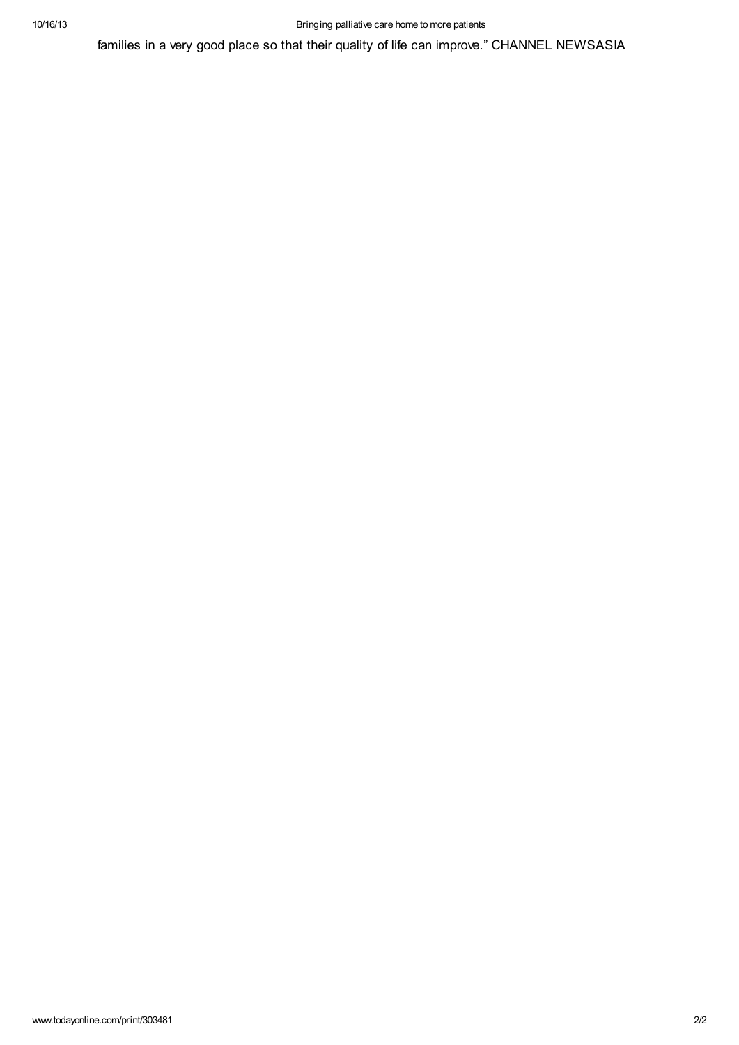families in a very good place so that their quality of life can improve." CHANNEL NEWSASIA